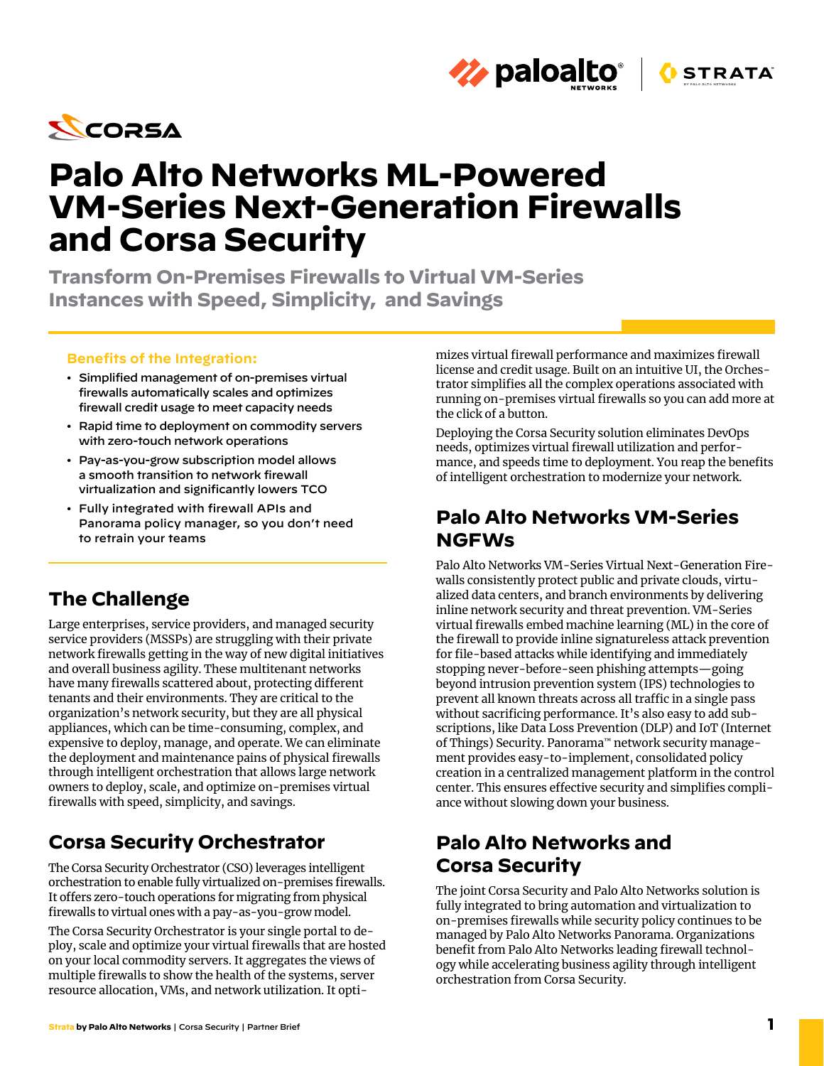# Palo Alto Networks ML-Powered VM-Series Next-Generation Firewalls and Corsa Security

## Transform On-Premises Firewalls to Virtual VM-Series Instances with Speed, Simplicity, and Savings

**Benefits of the Integration:**

- Simplified management of on-premises virtual firewalls automatically scales and optimizes firewall credit usage to meet capacity needs
- Rapid time to deployment on commodity servers with zero-touch network operations
- Pay-as-you-grow subscription model allows a smooth transition to network firewall virtualization and significantly lowers TCO
- Fully integrated with firewall APIs and Panorama policy manager, so you don't need to retrain your teams

## The Challenge

Large enterprises, service providers, and managed security service providers (MSSPs) are struggling with their private network firewalls getting in the way of new digital initiatives and overall business agility. These multitenant networks have many firewalls scattered about, protecting different tenants and their environments. They are critical to the organization's network security, but they are all physical appliances, which can be time-consuming, complex, and expensive to deploy, manage, and operate. We can eliminate the deployment and maintenance pains of physical firewalls through intelligent orchestration that allows large network owners to deploy, scale, and optimize on-premises virtual firewalls with speed, simplicity, and savings.

## Corsa Security Orchestrator

The Corsa Security Orchestrator (CSO) leverages intelligent orchestration to enable fully virtualized on-premises firewalls. It offers zero-touch operations for migrating from physical firewalls to virtual ones with a pay-as-you-grow model.

The Corsa Security Orchestrator is your single portal to deploy, scale and optimize your virtual firewalls that are hosted on your local commodity servers. It aggregates the views of multiple firewalls to show the health of the systems, server resource allocation, VMs, and network utilization. It optimizes virtual firewall performance and maximizes firewall license and credit usage. Built on an intuitive UI, the Orchestrator simplifies all the complex operations associated with running on-premises virtual firewalls so you can add more at the click of a button.

Deploying the Corsa Security solution eliminates DevOps needs, optimizes virtual firewall utilization and performance, and speeds time to deployment. You reap the benefits of intelligent orchestration to modernize your network.

## Palo Alto Networks VM-Series NGFWs

Palo Alto Networks VM-Series Virtual Next-Generation Firewalls consistently protect public and private clouds, virtualized data centers, and branch environments by delivering inline network security and threat prevention. VM-Series virtual firewalls embed machine learning (ML) in the core of the firewall to provide inline signatureless attack prevention for file-based attacks while identifying and immediately stopping never-before-seen phishing attempts—going beyond intrusion prevention system (IPS) technologies to prevent all known threats across all traffic in a single pass without sacrificing performance. It's also easy to add subscriptions, like Data Loss Prevention (DLP) and IoT (Internet of Things) Security. Panorama™ network security management provides easy-to-implement, consolidated policy creation in a centralized management platform in the control center. This ensures effective security and simplifies compliance without slowing down your business.

## Palo Alto Networks and Corsa Security

The joint Corsa Security and Palo Alto Networks solution is fully integrated to bring automation and virtualization to on-premises firewalls while security policy continues to be managed by Palo Alto Networks Panorama. Organizations benefit from Palo Alto Networks leading firewall technology while accelerating business agility through intelligent orchestration from Corsa Security.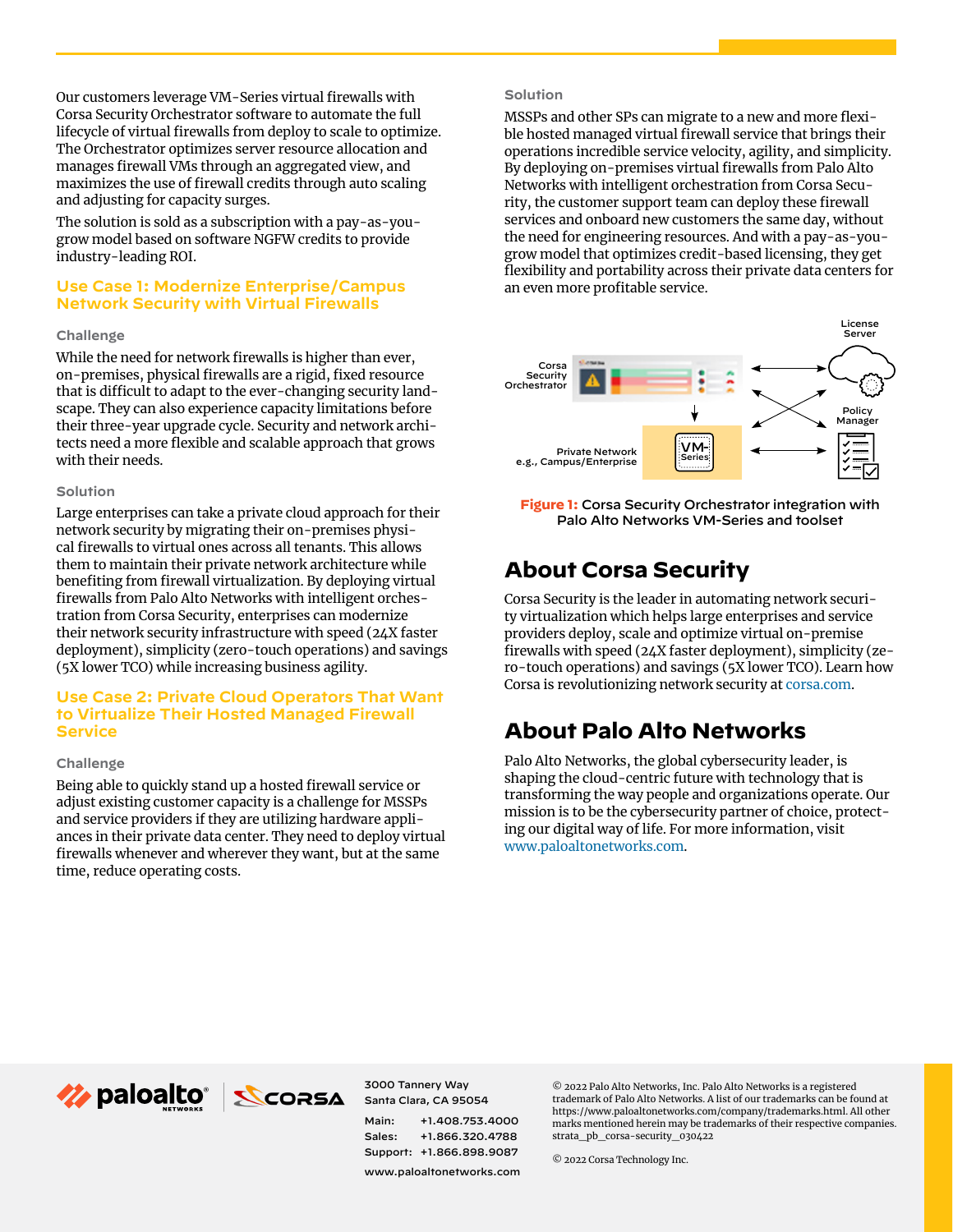Our customers leverage VM-Series virtual firewalls with Corsa Security Orchestrator software to automate the full lifecycle of virtual firewalls from deploy to scale to optimize. The Orchestrator optimizes server resource allocation and manages firewall VMs through an aggregated view, and maximizes the use of firewall credits through auto scaling and adjusting for capacity surges.

The solution is sold as a subscription with a pay-as-you-grow model based on software NGFW credits to provide industry-leading ROI.

### Use Case 1: Modernize Enterprise/Campus Network Security with Virtual Firewalls

#### Challenge

While the need for network firewalls is higher than ever, on-premises, physical firewalls are a rigid, fixed resource that is difficult to adapt to the ever-changing security landscape. They can also experience capacity limitations before their three-year upgrade cycle. Security and network architects need a more flexible and scalable approach that grows with their needs.

#### Solution

Large enterprises can take a private cloud approach for their network security by migrating their on-premises physical firewalls to virtual ones across all tenants. This allows them to maintain their private network architecture while benefiting from firewall virtualization. By deploying virtual firewalls from Palo Alto Networks with intelligent orchestration from Corsa Security, enterprises can modernize their network security infrastructure with speed (24X faster deployment), simplicity (zero-touch operations) and savings (5X lower TCO) while increasing business agility.

### Use Case 2: Private Cloud Operators That Want to Virtualize Their Hosted Managed Firewall Service

#### Challenge

Being able to quickly stand up a hosted firewall service or adjust existing customer capacity is a challenge for MSSPs and service providers if they are utilizing hardware appliances in their private data center. They need to deploy virtual firewalls whenever and wherever they want, but at the same time, reduce operating costs.

#### Solution

MSSPs and other SPs can migrate to a new and more flexible hosted managed virtual firewall service that brings their operations incredible service velocity, agility, and simplicity. By deploying on-premises virtual firewalls from Palo Alto Networks with intelligent orchestration from Corsa Security, the customer support team can deploy these firewall services and onboard new customers the same day, without the need for engineering resources. And with a pay-as-you-grow model that optimizes credit-based licensing, they get flexibility and portability across their private data centers for an even more profitable service.

Corsa Security Orchestrator
License Server
Policy Manager
Private Network e.g., Campus/Enterprise
VM-Series

**Figure 1:** Corsa Security Orchestrator integration with Palo Alto Networks VM-Series and toolset

## About Corsa Security

Corsa Security is the leader in automating network security virtualization which helps large enterprises and service providers deploy, scale and optimize virtual on-premise firewalls with speed (24X faster deployment), simplicity (zero-touch operations) and savings (5X lower TCO). Learn how Corsa is revolutionizing network security at corsa.com.

## About Palo Alto Networks

Palo Alto Networks, the global cybersecurity leader, is shaping the cloud-centric future with technology that is transforming the way people and organizations operate. Our mission is to be the cybersecurity partner of choice, protecting our digital way of life. For more information, visit www.paloaltonetworks.com.

3000 Tannery Way
Santa Clara, CA 95054

Main: +1.408.753.4000
Sales: +1.866.320.4788
Support: +1.866.898.9087

www.paloaltonetworks.com

© 2022 Palo Alto Networks, Inc. Palo Alto Networks is a registered trademark of Palo Alto Networks. A list of our trademarks can be found at https://www.paloaltonetworks.com/company/trademarks.html. All other marks mentioned herein may be trademarks of their respective companies. strata_pb_corsa-security_030422

© 2022 Corsa Technology Inc.